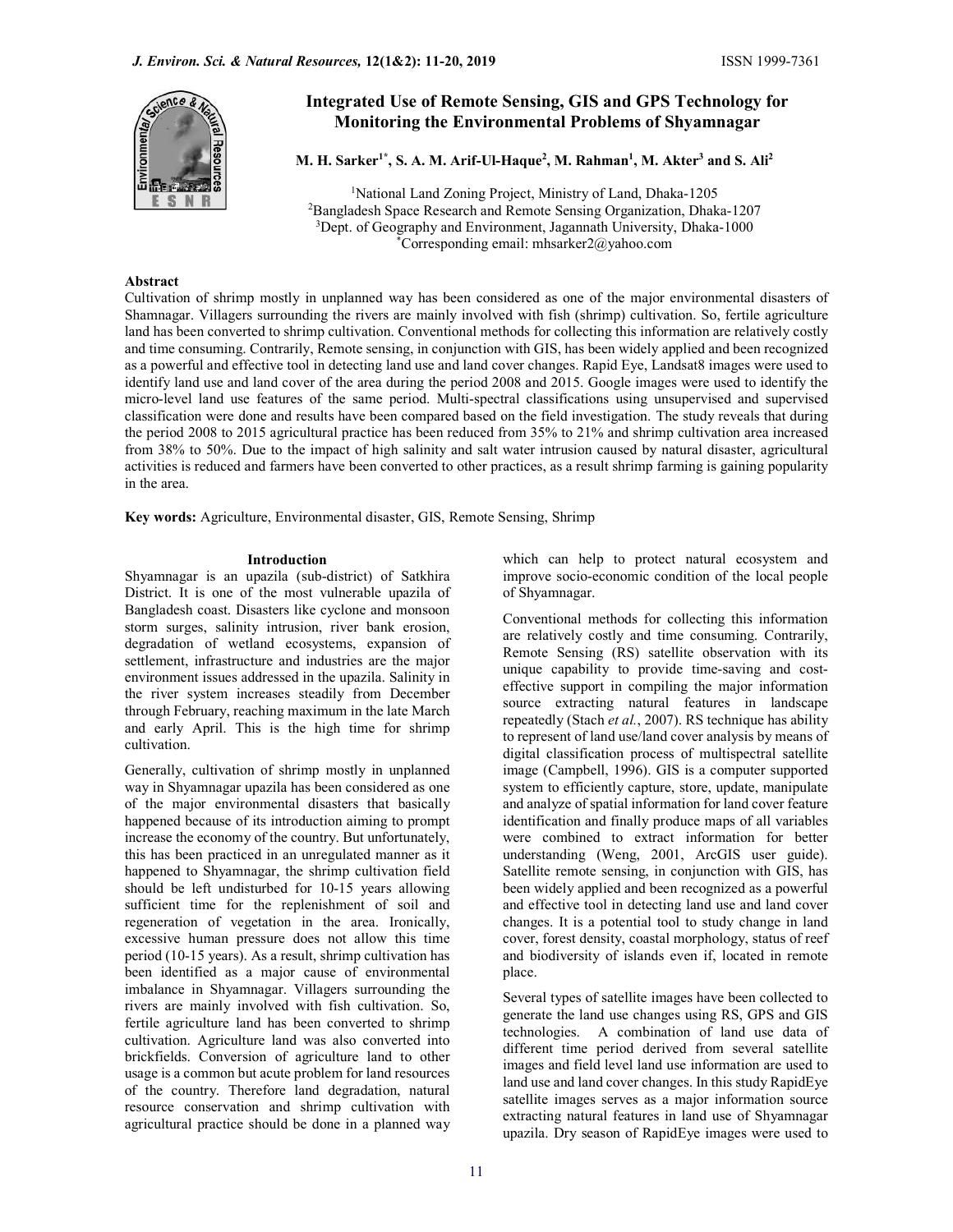# Integrated Use of Remote Sensing, GIS and GPS Technology for Monitoring the Environmental Problems of Shyamnagar

**M. H. Sarker[1*], S. A. M. Arif-Ul-Haque[2], M. Rahman[1], M. Akter[3] and S. Ali[2]**

[1]National Land Zoning Project, Ministry of Land, Dhaka-1205
[2]Bangladesh Space Research and Remote Sensing Organization, Dhaka-1207
[3]Dept. of Geography and Environment, Jagannath University, Dhaka-1000
[*]Corresponding email: mhsarker2@yahoo.com

## Abstract

Cultivation of shrimp mostly in unplanned way has been considered as one of the major environmental disasters of Shamnagar. Villagers surrounding the rivers are mainly involved with fish (shrimp) cultivation. So, fertile agriculture land has been converted to shrimp cultivation. Conventional methods for collecting this information are relatively costly and time consuming. Contrarily, Remote sensing, in conjunction with GIS, has been widely applied and been recognized as a powerful and effective tool in detecting land use and land cover changes. Rapid Eye, Landsat8 images were used to identify land use and land cover of the area during the period 2008 and 2015. Google images were used to identify the micro-level land use features of the same period. Multi-spectral classifications using unsupervised and supervised classification were done and results have been compared based on the field investigation. The study reveals that during the period 2008 to 2015 agricultural practice has been reduced from 35% to 21% and shrimp cultivation area increased from 38% to 50%. Due to the impact of high salinity and salt water intrusion caused by natural disaster, agricultural activities is reduced and farmers have been converted to other practices, as a result shrimp farming is gaining popularity in the area.

**Key words:** Agriculture, Environmental disaster, GIS, Remote Sensing, Shrimp

## Introduction

Shyamnagar is an upazila (sub-district) of Satkhira District. It is one of the most vulnerable upazila of Bangladesh coast. Disasters like cyclone and monsoon storm surges, salinity intrusion, river bank erosion, degradation of wetland ecosystems, expansion of settlement, infrastructure and industries are the major environment issues addressed in the upazila. Salinity in the river system increases steadily from December through February, reaching maximum in the late March and early April. This is the high time for shrimp cultivation.

Generally, cultivation of shrimp mostly in unplanned way in Shyamnagar upazila has been considered as one of the major environmental disasters that basically happened because of its introduction aiming to prompt increase the economy of the country. But unfortunately, this has been practiced in an unregulated manner as it happened to Shyamnagar, the shrimp cultivation field should be left undisturbed for 10-15 years allowing sufficient time for the replenishment of soil and regeneration of vegetation in the area. Ironically, excessive human pressure does not allow this time period (10-15 years). As a result, shrimp cultivation has been identified as a major cause of environmental imbalance in Shyamnagar. Villagers surrounding the rivers are mainly involved with fish cultivation. So, fertile agriculture land has been converted to shrimp cultivation. Agriculture land was also converted into brickfields. Conversion of agriculture land to other usage is a common but acute problem for land resources of the country. Therefore land degradation, natural resource conservation and shrimp cultivation with agricultural practice should be done in a planned way which can help to protect natural ecosystem and improve socio-economic condition of the local people of Shyamnagar.

Conventional methods for collecting this information are relatively costly and time consuming. Contrarily, Remote Sensing (RS) satellite observation with its unique capability to provide time-saving and cost-effective support in compiling the major information source extracting natural features in landscape repeatedly (Stach *et al.*, 2007). RS technique has ability to represent of land use/land cover analysis by means of digital classification process of multispectral satellite image (Campbell, 1996). GIS is a computer supported system to efficiently capture, store, update, manipulate and analyze of spatial information for land cover feature identification and finally produce maps of all variables were combined to extract information for better understanding (Weng, 2001, ArcGIS user guide). Satellite remote sensing, in conjunction with GIS, has been widely applied and been recognized as a powerful and effective tool in detecting land use and land cover changes. It is a potential tool to study change in land cover, forest density, coastal morphology, status of reef and biodiversity of islands even if, located in remote place.

Several types of satellite images have been collected to generate the land use changes using RS, GPS and GIS technologies. A combination of land use data of different time period derived from several satellite images and field level land use information are used to land use and land cover changes. In this study RapidEye satellite images serves as a major information source extracting natural features in land use of Shyamnagar upazila. Dry season of RapidEye images were used to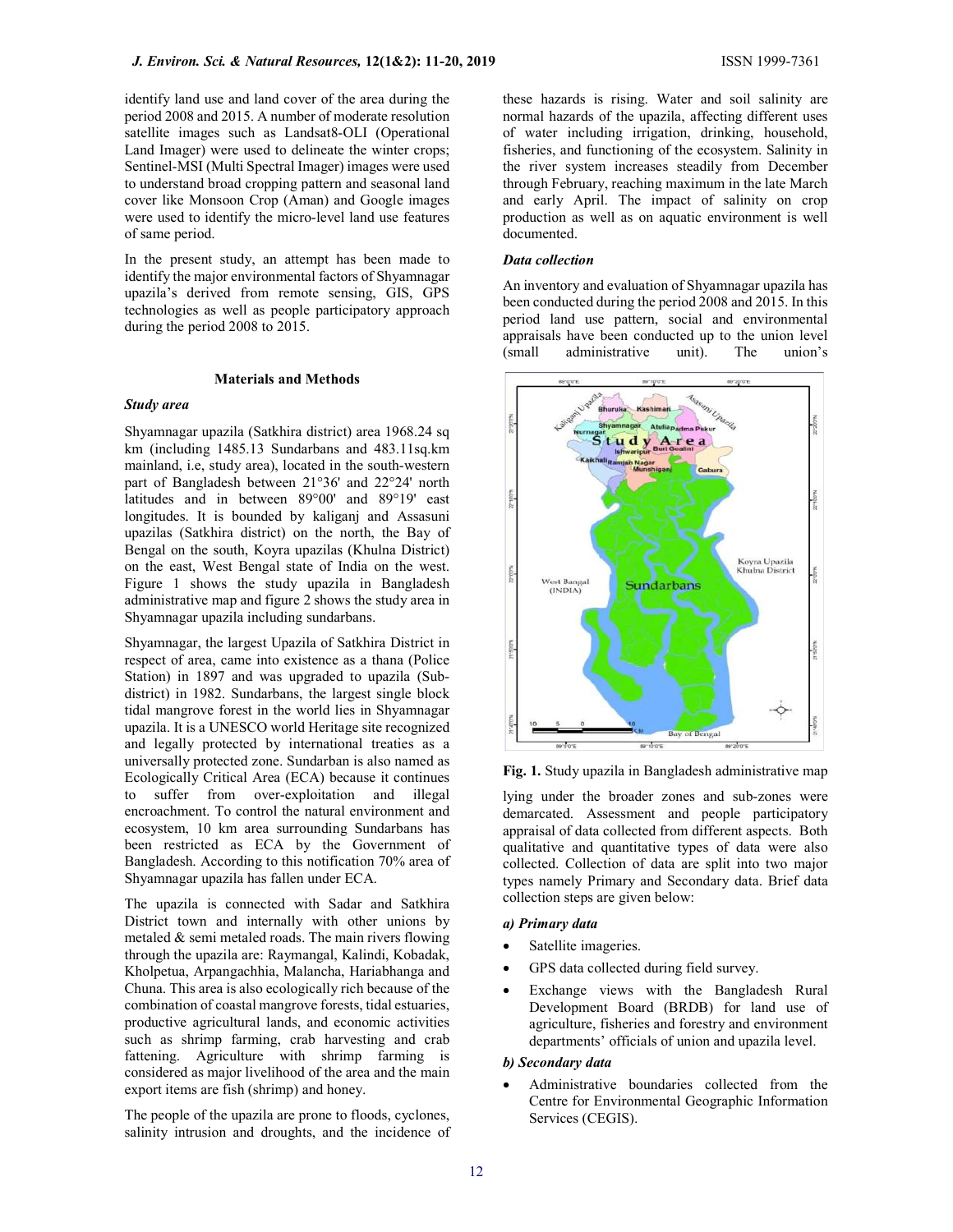identify land use and land cover of the area during the period 2008 and 2015. A number of moderate resolution satellite images such as Landsat8-OLI (Operational Land Imager) were used to delineate the winter crops; Sentinel-MSI (Multi Spectral Imager) images were used to understand broad cropping pattern and seasonal land cover like Monsoon Crop (Aman) and Google images were used to identify the micro-level land use features of same period.

In the present study, an attempt has been made to identify the major environmental factors of Shyamnagar upazila's derived from remote sensing, GIS, GPS technologies as well as people participatory approach during the period 2008 to 2015.

## Materials and Methods

### *Study area*

Shyamnagar upazila (Satkhira district) area 1968.24 sq km (including 1485.13 Sundarbans and 483.11sq.km mainland, i.e, study area), located in the south-western part of Bangladesh between 21°36' and 22°24' north latitudes and in between 89°00' and 89°19' east longitudes. It is bounded by kaliganj and Assasuni upazilas (Satkhira district) on the north, the Bay of Bengal on the south, Koyra upazilas (Khulna District) on the east, West Bengal state of India on the west. Figure 1 shows the study upazila in Bangladesh administrative map and figure 2 shows the study area in Shyamnagar upazila including sundarbans.

Shyamnagar, the largest Upazila of Satkhira District in respect of area, came into existence as a thana (Police Station) in 1897 and was upgraded to upazila (Sub-district) in 1982. Sundarbans, the largest single block tidal mangrove forest in the world lies in Shyamnagar upazila. It is a UNESCO world Heritage site recognized and legally protected by international treaties as a universally protected zone. Sundarban is also named as Ecologically Critical Area (ECA) because it continues to suffer from over-exploitation and illegal encroachment. To control the natural environment and ecosystem, 10 km area surrounding Sundarbans has been restricted as ECA by the Government of Bangladesh. According to this notification 70% area of Shyamnagar upazila has fallen under ECA.

The upazila is connected with Sadar and Satkhira District town and internally with other unions by metaled & semi metaled roads. The main rivers flowing through the upazila are: Raymangal, Kalindi, Kobadak, Kholpetua, Arpangachhia, Malancha, Hariabhanga and Chuna. This area is also ecologically rich because of the combination of coastal mangrove forests, tidal estuaries, productive agricultural lands, and economic activities such as shrimp farming, crab harvesting and crab fattening. Agriculture with shrimp farming is considered as major livelihood of the area and the main export items are fish (shrimp) and honey.

The people of the upazila are prone to floods, cyclones, salinity intrusion and droughts, and the incidence of these hazards is rising. Water and soil salinity are normal hazards of the upazila, affecting different uses of water including irrigation, drinking, household, fisheries, and functioning of the ecosystem. Salinity in the river system increases steadily from December through February, reaching maximum in the late March and early April. The impact of salinity on crop production as well as on aquatic environment is well documented.

### *Data collection*

An inventory and evaluation of Shyamnagar upazila has been conducted during the period 2008 and 2015. In this period land use pattern, social and environmental appraisals have been conducted up to the union level (small administrative unit). The union's lying under the broader zones and sub-zones were demarcated. Assessment and people participatory appraisal of data collected from different aspects. Both qualitative and quantitative types of data were also collected. Collection of data are split into two major types namely Primary and Secondary data. Brief data collection steps are given below:

**Fig. 1.** Study upazila in Bangladesh administrative map

#### *a) Primary data*

- Satellite imageries.
- GPS data collected during field survey.
- Exchange views with the Bangladesh Rural Development Board (BRDB) for land use of agriculture, fisheries and forestry and environment departments' officials of union and upazila level.

#### *b) Secondary data*

- Administrative boundaries collected from the Centre for Environmental Geographic Information Services (CEGIS).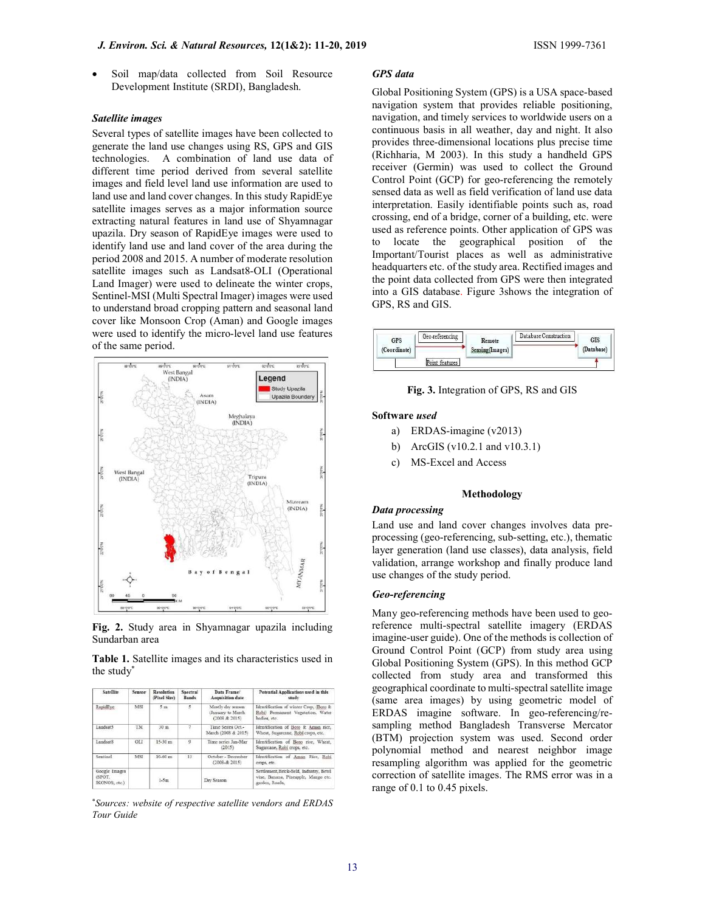- Soil map/data collected from Soil Resource Development Institute (SRDI), Bangladesh.

### *Satellite images*

Several types of satellite images have been collected to generate the land use changes using RS, GPS and GIS technologies. A combination of land use data of different time period derived from several satellite images and field level land use information are used to land use and land cover changes. In this study RapidEye satellite images serves as a major information source extracting natural features in land use of Shyamnagar upazila. Dry season of RapidEye images were used to identify land use and land cover of the area during the period 2008 and 2015. A number of moderate resolution satellite images such as Landsat8-OLI (Operational Land Imager) were used to delineate the winter crops, Sentinel-MSI (Multi Spectral Imager) images were used to understand broad cropping pattern and seasonal land cover like Monsoon Crop (Aman) and Google images were used to identify the micro-level land use features of the same period.

**Fig. 2.** Study area in Shyamnagar upazila including Sundarban area

**Table 1.** Satellite images and its characteristics used in the study*

| Satellite | Sensor | Resolution (Pixel Size) | Spectral Bands | Data Frame/ Acquisition date | Potential Applications used in this study |
|---|---|---|---|---|---|
| RapidEye | MSI | 5 m | 5 | Mostly dry season (January to March (2008 & 2015) | Identification of winter Crop, (Boro & Robi) Permanent Vegetation, Water bodies, etc. |
| Landsat5 | TM | 30 m | 7 | Time Series Oct.-March (2008 & 2015) | Identification of Boro & Aman rice, Wheat, Sugarcane, Robi crops, etc. |
| Landsat8 | OLI | 15-30 m | 9 | Time series Jan-Mar (2015) | Identification of Boro rice, Wheat, Sugarcane, Robi crops, etc. |
| Sentinel | MSI | 10-60 m | 13 | October - December (2008-& 2015) | Identification of Aman Rice, Robi crops, etc. |
| Google Images (SPOT, IKONOS, etc.) | | 1-5m | | Dry Season | Settlement, Brick-field, Industry, Betel vine, Banana, Pineapple, Mango etc. garden, Roads, |

*\*Sources: website of respective satellite vendors and ERDAS Tour Guide*

### *GPS data*

Global Positioning System (GPS) is a USA space-based navigation system that provides reliable positioning, navigation, and timely services to worldwide users on a continuous basis in all weather, day and night. It also provides three-dimensional locations plus precise time (Richharia, M 2003). In this study a handheld GPS receiver (Germin) was used to collect the Ground Control Point (GCP) for geo-referencing the remotely sensed data as well as field verification of land use data interpretation. Easily identifiable points such as, road crossing, end of a bridge, corner of a building, etc. were used as reference points. Other application of GPS was to locate the geographical position of the Important/Tourist places as well as administrative headquarters etc. of the study area. Rectified images and the point data collected from GPS were then integrated into a GIS database. Figure 3shows the integration of GPS, RS and GIS.

**Fig. 3.** Integration of GPS, RS and GIS

### Software *used*

a) ERDAS-imagine (v2013)
b) ArcGIS (v10.2.1 and v10.3.1)
c) MS-Excel and Access

## Methodology

### *Data processing*

Land use and land cover changes involves data pre-processing (geo-referencing, sub-setting, etc.), thematic layer generation (land use classes), data analysis, field validation, arrange workshop and finally produce land use changes of the study period.

### *Geo-referencing*

Many geo-referencing methods have been used to geo-reference multi-spectral satellite imagery (ERDAS imagine-user guide). One of the methods is collection of Ground Control Point (GCP) from study area using Global Positioning System (GPS). In this method GCP collected from study area and transformed this geographical coordinate to multi-spectral satellite image (same area images) by using geometric model of ERDAS imagine software. In geo-referencing/re-sampling method Bangladesh Transverse Mercator (BTM) projection system was used. Second order polynomial method and nearest neighbor image resampling algorithm was applied for the geometric correction of satellite images. The RMS error was in a range of 0.1 to 0.45 pixels.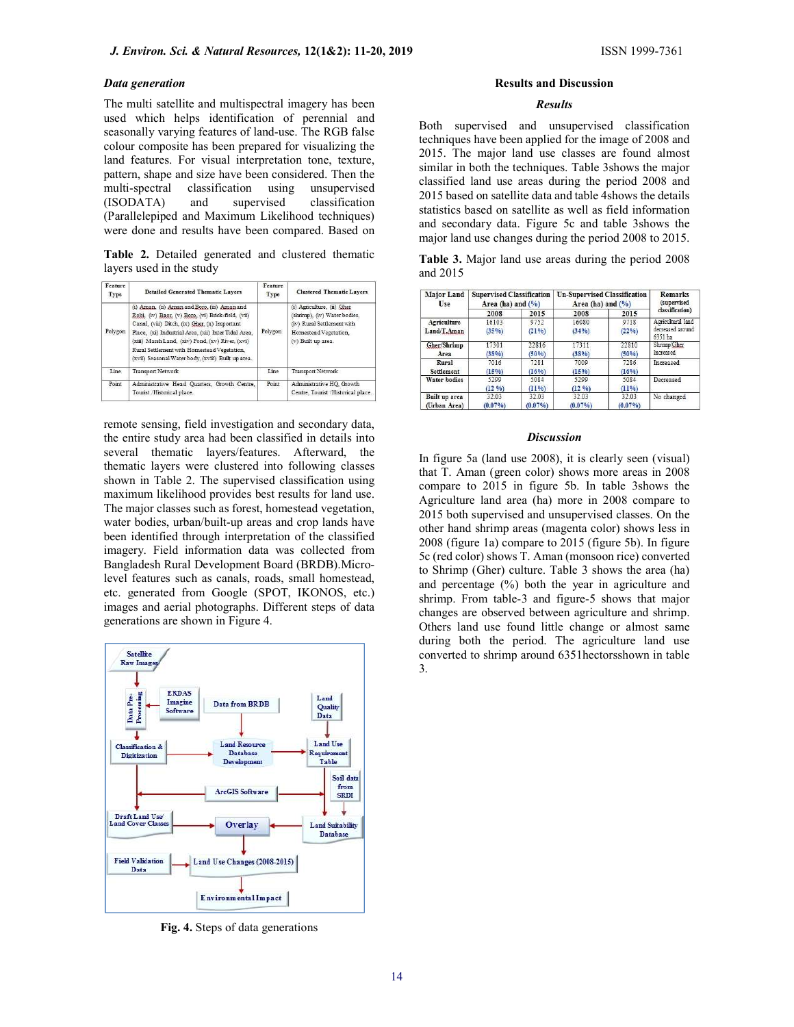### *Data generation*

The multi satellite and multispectral imagery has been used which helps identification of perennial and seasonally varying features of land-use. The RGB false colour composite has been prepared for visualizing the land features. For visual interpretation tone, texture, pattern, shape and size have been considered. Then the multi-spectral classification using unsupervised (ISODATA) and supervised classification (Parallelepiped and Maximum Likelihood techniques) were done and results have been compared. Based on remote sensing, field investigation and secondary data, the entire study area had been classified in details into several thematic layers/features. Afterward, the thematic layers were clustered into following classes shown in Table 2. The supervised classification using maximum likelihood provides best results for land use. The major classes such as forest, homestead vegetation, water bodies, urban/built-up areas and crop lands have been identified through interpretation of the classified imagery. Field information data was collected from Bangladesh Rural Development Board (BRDB).Micro-level features such as canals, roads, small homestead, etc. generated from Google (SPOT, IKONOS, etc.) images and aerial photographs. Different steps of data generations are shown in Figure 4.

**Table 2.** Detailed generated and clustered thematic layers used in the study

| Feature Type | Detailed Generated Thematic Layers | Feature Type | Clustered Thematic Layers |
|---|---|---|---|
| Polygon | (i) Aman, (ii) Aman and Boro, (iii) Aman and Robi, (iv) Baor, (v) Boro, (vi) Brick-field, (vii) Canal, (viii) Ditch, (ix) Gher, (x) Important Place, (xi) Industrial Area, (xii) Inter Tidal Area, (xiii) Marsh Land, (xiv) Pond, (xv) River, (xvi) Rural Settlement with Homestead Vegetation, (xvii) Seasonal Water body, (xviii) Built up area. | Polygon | (i) Agriculture, (ii) Gher (shrimp), (iv) Water bodies, (iv) Rural Settlement with Homestead Vegetation, (v) Built up area. |
| Line | Transport Network | Line | Transport Network |
| Point | Administrative Head Quarters, Growth Centre, Tourist /Historical place. | Point | Administrative HQ, Growth Centre, Tourist /Historical place. |

Satellite Raw Images → Data Pre-Processing (ERDAS Imagine Software) → Classification & Digitization → Draft Land Use/ Land Cover Classes → Overlay; Data from BRDB → Land Resource Database Development → Land Use Requirement Table; Land Quality Data → Land Use Requirement Table; ArcGIS Software; Soil data from SRDI → Land Suitability Database → Overlay; Field Validation Data → Land Use Changes (2008-2015) → Environmental Impact

**Fig. 4.** Steps of data generations

## Results and Discussion

### *Results*

Both supervised and unsupervised classification techniques have been applied for the image of 2008 and 2015. The major land use classes are found almost similar in both the techniques. Table 3shows the major classified land use areas during the period 2008 and 2015 based on satellite data and table 4shows the details statistics based on satellite as well as field information and secondary data. Figure 5c and table 3shows the major land use changes during the period 2008 to 2015.

**Table 3.** Major land use areas during the period 2008 and 2015

| Major Land Use | Supervised Classification Area (ha) and (%) | | Un-Supervised Classification Area (ha) and (%) | | Remarks (supervised classification) |
|---|---|---|---|---|---|
| | 2008 | 2015 | 2008 | 2015 | |
| Agriculture Land/T.Aman | 16103 (35%) | 9752 (21%) | 16080 (34%) | 9718 (22%) | Agricultural land decreased around 6351 ha |
| Gher/Shrimp Area | 17301 (38%) | 22816 (50%) | 17311 (38%) | 22810 (50%) | Shrimp/Gher Increased |
| Rural Settlement | 7016 (15%) | 7281 (16%) | 7009 (15%) | 7286 (16%) | Increased |
| Water bodies | 5299 (12 %) | 5084 (11%) | 5299 (12 %) | 5084 (11%) | Decreased |
| Built up area (Urban Area) | 32.03 (0.07%) | 32.03 (0.07%) | 32.03 (0.07%) | 32.03 (0.07%) | No changed |

### *Discussion*

In figure 5a (land use 2008), it is clearly seen (visual) that T. Aman (green color) shows more areas in 2008 compare to 2015 in figure 5b. In table 3shows the Agriculture land area (ha) more in 2008 compare to 2015 both supervised and unsupervised classes. On the other hand shrimp areas (magenta color) shows less in 2008 (figure 1a) compare to 2015 (figure 5b). In figure 5c (red color) shows T. Aman (monsoon rice) converted to Shrimp (Gher) culture. Table 3 shows the area (ha) and percentage (%) both the year in agriculture and shrimp. From table-3 and figure-5 shows that major changes are observed between agriculture and shrimp. Others land use found little change or almost same during both the period. The agriculture land use converted to shrimp around 6351hectorsshown in table 3.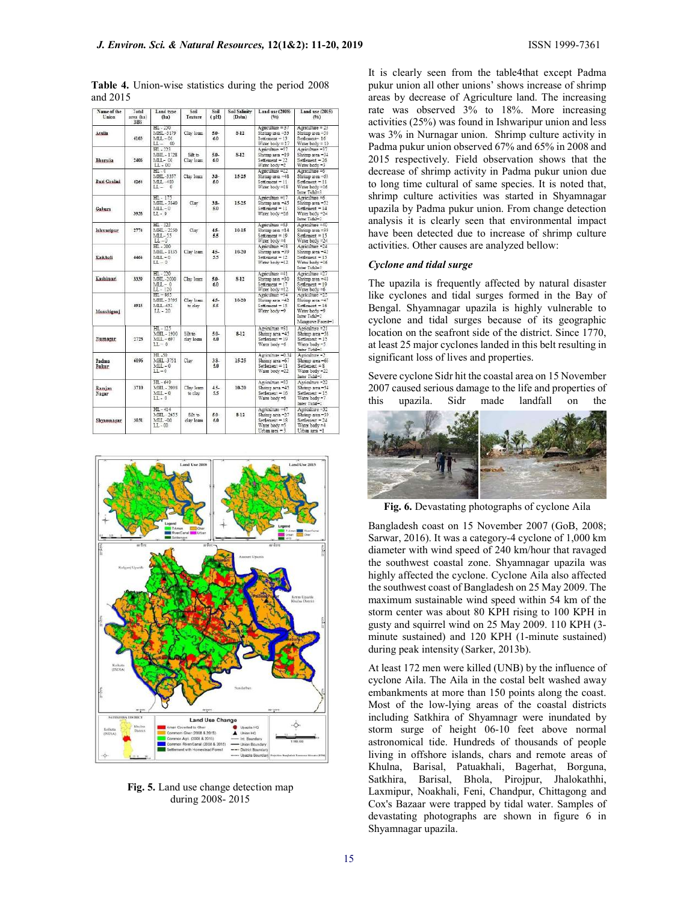**Table 4.** Union-wise statistics during the period 2008 and 2015

| Name of the Union | Total area (ha) BBS | Land type (ha) | Soil Texture | Soil (pH) | Soil Salinity (Ds/m) | Land use (2008) (%) | Land use (2015) (%) |
|---|---|---|---|---|---|---|---|
| Atulia | 4103 | HL - 250<br>MHL - 3179<br>MLL - 0l<br>LL - 00 | Clay loam | 5.0-6.0 | 8-12 | Agriculture = 37<br>Shrimp area = 33<br>Settlement = 13<br>Water body = 17 | Agriculture = 25<br>Shrimp area = 39<br>Settlement = 16<br>Water body = 10 |
| Bhurulia | 2406 | HL - 223<br>MHL - 1128<br>MLL - 0l<br>LL - 00 | Silt to Clay loam | 5.0-6.0 | 8-12 | Agriculture = 57<br>Shrimp area = 19<br>Settlement = 22<br>Water body = 2 | Agriculture = 37<br>Shrimp area = 34<br>Settlement = 26<br>Water body = 3 |
| Buri Goalini | 4261 | HL - 0<br>MHL - 3357<br>MLL - 480<br>LL - 0 | Clay loam | 3.8-5.0 | 15-25 | Agriculture = 12<br>Shrimp area = 48<br>Settlement = 11<br>Water body = 18 | Agriculture = 8<br>Shrimp area = 63<br>Settlement = 11<br>Water body = 16<br>Inter Tidal = 3 |
| Gabura | 3935 | HL - 175<br>MHL - 3840<br>MLL - 0<br>LL - 0 | Clay | 3.8-5.0 | 15-25 | Agriculture = 17<br>Shrimp area = 45<br>Settlement = 11<br>Water body = 26 | Agriculture = 6<br>Shrimp area = 53<br>Settlement = 14<br>Water body = 24<br>Inter Tidal = 3 |
| Ishwaripur | 2774 | HL - 325<br>MHL - 2250<br>MLL - 55<br>LL - 0 | Clay | 4.5-5.5 | 10-15 | Agriculture = 63<br>Shrimp area = 14<br>Settlement = 19<br>Water body = 4 | Agriculture = 40<br>Shrimp area = 39<br>Settlement = 15<br>Water body = 24 |
| Kaikhali | 4464 | HL - 200<br>MHL - 1835<br>MLL - 0<br>LL - 0 | Clay loam | 4.5-5.5 | 10-20 | Agriculture = 38<br>Shrimp area = 39<br>Settlement = 12<br>Water body = 12 | Agriculture = 24<br>Shrimp area = 42<br>Settlement = 15<br>Water body = 16<br>Inter Tidal = 3 |
| Kashimari | 3339 | HL - 220<br>MHL - 2000<br>MLL - 0<br>LL - 120 | Clay loam | 5.0-6.0 | 8-12 | Agriculture = 41<br>Shrimp area = 30<br>Settlement = 17<br>Water body = 12 | Agriculture = 27<br>Shrimp area = 48<br>Settlement = 19<br>Water body = 6 |
| Munshiganj | 4913 | HL - 865<br>MHL - 2795<br>MLL - 452<br>LL - 20 | Clay loam to clay | 4.5-5.5 | 10-20 | Agriculture = 34<br>Shrimp area = 42<br>Settlement = 15<br>Water body = 9 | Agriculture = 25<br>Shrimp area = 47<br>Settlement = 16<br>Water body = 9<br>Inter Tidal = 2<br>Mangrove Forest = 1 |
| Nurnagar | 2725 | HL - 125<br>MHL - 1900<br>MLL - 697<br>LL - 0 | Silt to clay loam | 5.0-6.0 | 8-12 | Agriculture = 31<br>Shrimp area = 45<br>Settlement = 19<br>Water body = 6 | Agriculture = 27<br>Shrimp area = 51<br>Settlement = 15<br>Water body = 5<br>Inter Tidal = 1 |
| Padma Pukur | 6096 | HL - 50<br>MHL - 3751<br>MLL - 0<br>LL - 0 | Clay | 3.8-5.0 | 15-25 | Agriculture = 0.34<br>Shrimp area = 67<br>Settlement = 11<br>Water body = 22 | Agriculture = 2<br>Shrimp area = 65<br>Settlement = 8<br>Water body = 22<br>Inter Tidal = 3 |
| Ramjan Nagar | 3710 | HL - 649<br>MHL - 2698<br>MLL - 0<br>LL - 0 | Clay loam to clay | 4.5-5.5 | 10-20 | Agriculture = 33<br>Shrimp area = 45<br>Settlement = 16<br>Water body = 6 | Agriculture = 22<br>Shrimp area = 54<br>Settlement = 15<br>Water body = 7<br>Inter Tidal = 2 |
| Shyamnagar | 3031 | HL - 414<br>MHL - 2655<br>MLL - 00<br>LL - 00 | Silt to clay loam | 5.0-6.0 | 8-12 | Agriculture = 47<br>Shrimp area = 27<br>Settlement = 18<br>Water body = 5<br>Urban area = 3 | Agriculture = 32<br>Shrimp area = 39<br>Settlement = 24<br>Water body = 4<br>Urban area = 1 |

**Fig. 5.** Land use change detection map during 2008- 2015

It is clearly seen from the table4that except Padma pukur union all other unions' shows increase of shrimp areas by decrease of Agriculture land. The increasing rate was observed 3% to 18%. More increasing activities (25%) was found in Ishwaripur union and less was 3% in Nurnagar union. Shrimp culture activity in Padma pukur union observed 67% and 65% in 2008 and 2015 respectively. Field observation shows that the decrease of shrimp activity in Padma pukur union due to long time cultural of same species. It is noted that, shrimp culture activities was started in Shyamnagar upazila by Padma pukur union. From change detection analysis it is clearly seen that environmental impact have been detected due to increase of shrimp culture activities. Other causes are analyzed bellow:

### *Cyclone and tidal surge*

The upazila is frequently affected by natural disaster like cyclones and tidal surges formed in the Bay of Bengal. Shyamnagar upazila is highly vulnerable to cyclone and tidal surges because of its geographic location on the seafront side of the district. Since 1770, at least 25 major cyclones landed in this belt resulting in significant loss of lives and properties.

Severe cyclone Sidr hit the coastal area on 15 November 2007 caused serious damage to the life and properties of this upazila. Sidr made landfall on the Bangladesh coast on 15 November 2007 (GoB, 2008; Sarwar, 2016). It was a category-4 cyclone of 1,000 km diameter with wind speed of 240 km/hour that ravaged the southwest coastal zone. Shyamnagar upazila was highly affected the cyclone. Cyclone Aila also affected the southwest coast of Bangladesh on 25 May 2009. The maximum sustainable wind speed within 54 km of the storm center was about 80 KPH rising to 100 KPH in gusty and squirrel wind on 25 May 2009. 110 KPH (3-minute sustained) and 120 KPH (1-minute sustained) during peak intensity (Sarker, 2013b).

**Fig. 6.** Devastating photographs of cyclone Aila

At least 172 men were killed (UNB) by the influence of cyclone Aila. The Aila in the costal belt washed away embankments at more than 150 points along the coast. Most of the low-lying areas of the coastal districts including Satkhira of Shyamnagr were inundated by storm surge of height 06-10 feet above normal astronomical tide. Hundreds of thousands of people living in offshore islands, chars and remote areas of Khulna, Barisal, Patuakhali, Bagerhat, Borguna, Satkhira, Barisal, Bhola, Pirojpur, Jhalokathhi, Laxmipur, Noakhali, Feni, Chandpur, Chittagong and Cox's Bazaar were trapped by tidal water. Samples of devastating photographs are shown in figure 6 in Shyamnagar upazila.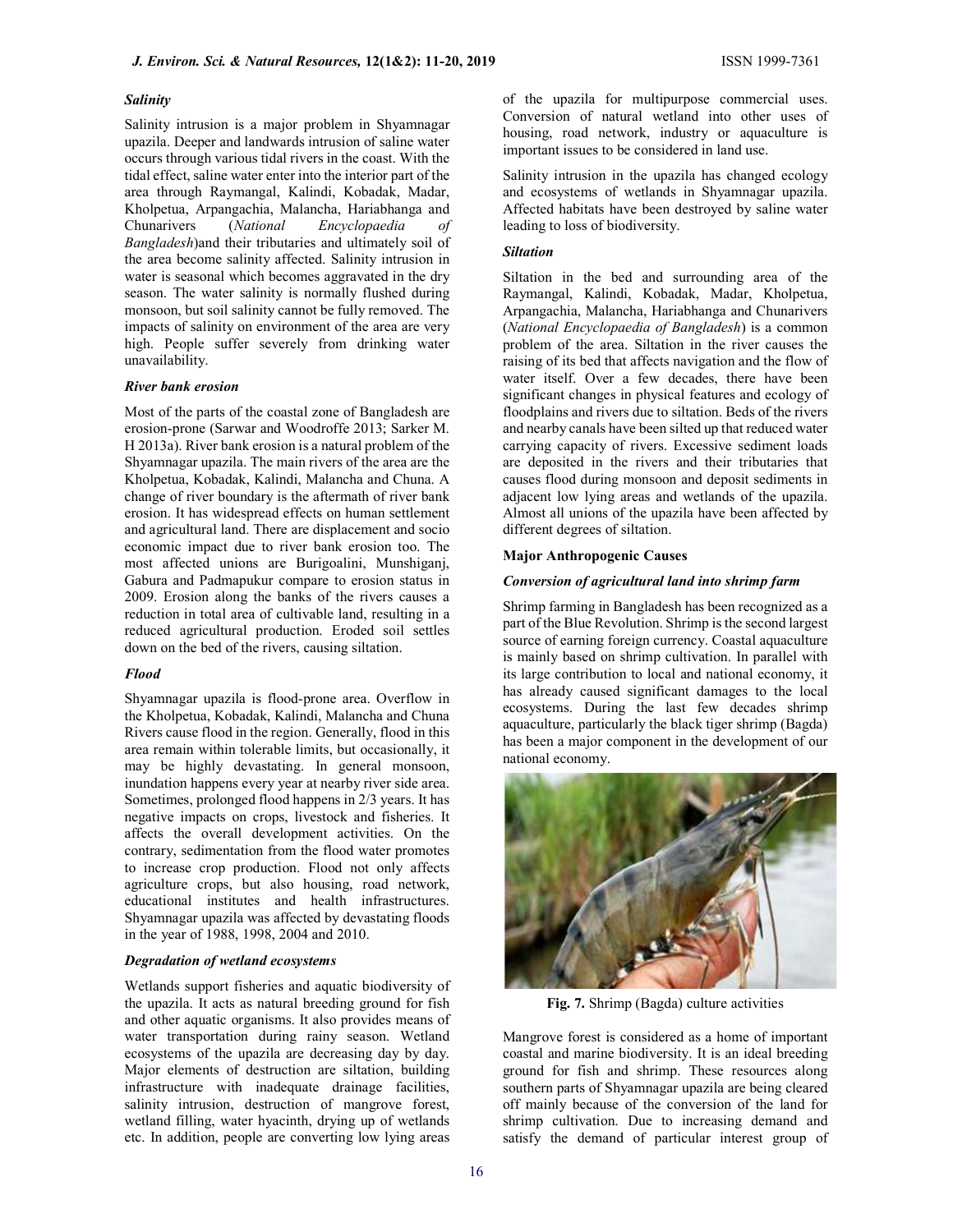### *Salinity*

Salinity intrusion is a major problem in Shyamnagar upazila. Deeper and landwards intrusion of saline water occurs through various tidal rivers in the coast. With the tidal effect, saline water enter into the interior part of the area through Raymangal, Kalindi, Kobadak, Madar, Kholpetua, Arpangachia, Malancha, Hariabhanga and Chunarivers (*National Encyclopaedia of Bangladesh*)and their tributaries and ultimately soil of the area become salinity affected. Salinity intrusion in water is seasonal which becomes aggravated in the dry season. The water salinity is normally flushed during monsoon, but soil salinity cannot be fully removed. The impacts of salinity on environment of the area are very high. People suffer severely from drinking water unavailability.

### *River bank erosion*

Most of the parts of the coastal zone of Bangladesh are erosion-prone (Sarwar and Woodroffe 2013; Sarker M. H 2013a). River bank erosion is a natural problem of the Shyamnagar upazila. The main rivers of the area are the Kholpetua, Kobadak, Kalindi, Malancha and Chuna. A change of river boundary is the aftermath of river bank erosion. It has widespread effects on human settlement and agricultural land. There are displacement and socio economic impact due to river bank erosion too. The most affected unions are Burigoalini, Munshiganj, Gabura and Padmapukur compare to erosion status in 2009. Erosion along the banks of the rivers causes a reduction in total area of cultivable land, resulting in a reduced agricultural production. Eroded soil settles down on the bed of the rivers, causing siltation.

### *Flood*

Shyamnagar upazila is flood-prone area. Overflow in the Kholpetua, Kobadak, Kalindi, Malancha and Chuna Rivers cause flood in the region. Generally, flood in this area remain within tolerable limits, but occasionally, it may be highly devastating. In general monsoon, inundation happens every year at nearby river side area. Sometimes, prolonged flood happens in 2/3 years. It has negative impacts on crops, livestock and fisheries. It affects the overall development activities. On the contrary, sedimentation from the flood water promotes to increase crop production. Flood not only affects agriculture crops, but also housing, road network, educational institutes and health infrastructures. Shyamnagar upazila was affected by devastating floods in the year of 1988, 1998, 2004 and 2010.

### *Degradation of wetland ecosystems*

Wetlands support fisheries and aquatic biodiversity of the upazila. It acts as natural breeding ground for fish and other aquatic organisms. It also provides means of water transportation during rainy season. Wetland ecosystems of the upazila are decreasing day by day. Major elements of destruction are siltation, building infrastructure with inadequate drainage facilities, salinity intrusion, destruction of mangrove forest, wetland filling, water hyacinth, drying up of wetlands etc. In addition, people are converting low lying areas of the upazila for multipurpose commercial uses. Conversion of natural wetland into other uses of housing, road network, industry or aquaculture is important issues to be considered in land use.

Salinity intrusion in the upazila has changed ecology and ecosystems of wetlands in Shyamnagar upazila. Affected habitats have been destroyed by saline water leading to loss of biodiversity.

### *Siltation*

Siltation in the bed and surrounding area of the Raymangal, Kalindi, Kobadak, Madar, Kholpetua, Arpangachia, Malancha, Hariabhanga and Chunarivers (*National Encyclopaedia of Bangladesh*) is a common problem of the area. Siltation in the river causes the raising of its bed that affects navigation and the flow of water itself. Over a few decades, there have been significant changes in physical features and ecology of floodplains and rivers due to siltation. Beds of the rivers and nearby canals have been silted up that reduced water carrying capacity of rivers. Excessive sediment loads are deposited in the rivers and their tributaries that causes flood during monsoon and deposit sediments in adjacent low lying areas and wetlands of the upazila. Almost all unions of the upazila have been affected by different degrees of siltation.

## Major Anthropogenic Causes

### *Conversion of agricultural land into shrimp farm*

Shrimp farming in Bangladesh has been recognized as a part of the Blue Revolution. Shrimp is the second largest source of earning foreign currency. Coastal aquaculture is mainly based on shrimp cultivation. In parallel with its large contribution to local and national economy, it has already caused significant damages to the local ecosystems. During the last few decades shrimp aquaculture, particularly the black tiger shrimp (Bagda) has been a major component in the development of our national economy.

**Fig. 7.** Shrimp (Bagda) culture activities

Mangrove forest is considered as a home of important coastal and marine biodiversity. It is an ideal breeding ground for fish and shrimp. These resources along southern parts of Shyamnagar upazila are being cleared off mainly because of the conversion of the land for shrimp cultivation. Due to increasing demand and satisfy the demand of particular interest group of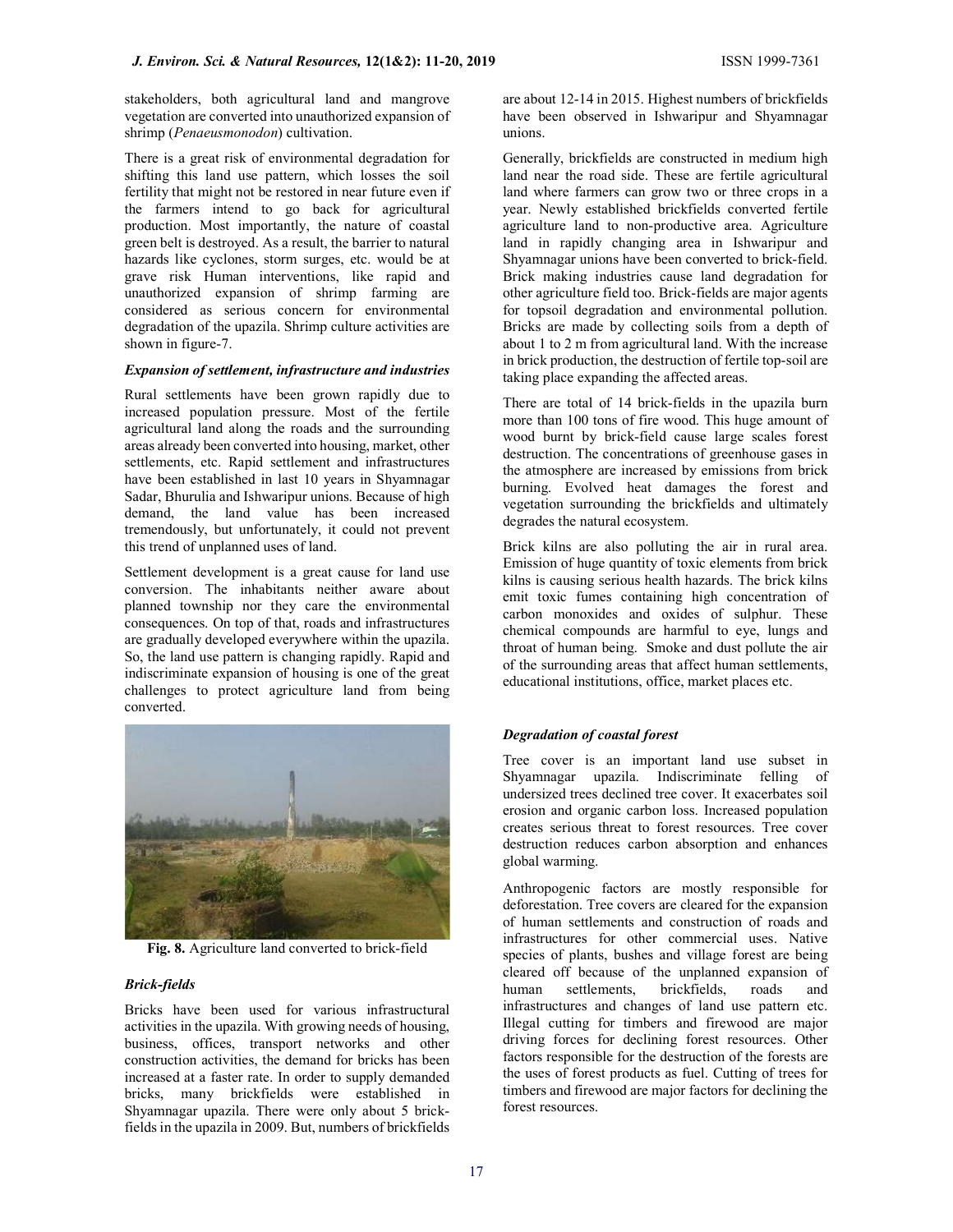stakeholders, both agricultural land and mangrove vegetation are converted into unauthorized expansion of shrimp (*Penaeusmonodon*) cultivation.

There is a great risk of environmental degradation for shifting this land use pattern, which losses the soil fertility that might not be restored in near future even if the farmers intend to go back for agricultural production. Most importantly, the nature of coastal green belt is destroyed. As a result, the barrier to natural hazards like cyclones, storm surges, etc. would be at grave risk Human interventions, like rapid and unauthorized expansion of shrimp farming are considered as serious concern for environmental degradation of the upazila. Shrimp culture activities are shown in figure-7.

### *Expansion of settlement, infrastructure and industries*

Rural settlements have been grown rapidly due to increased population pressure. Most of the fertile agricultural land along the roads and the surrounding areas already been converted into housing, market, other settlements, etc. Rapid settlement and infrastructures have been established in last 10 years in Shyamnagar Sadar, Bhurulia and Ishwaripur unions. Because of high demand, the land value has been increased tremendously, but unfortunately, it could not prevent this trend of unplanned uses of land.

Settlement development is a great cause for land use conversion. The inhabitants neither aware about planned township nor they care the environmental consequences. On top of that, roads and infrastructures are gradually developed everywhere within the upazila. So, the land use pattern is changing rapidly. Rapid and indiscriminate expansion of housing is one of the great challenges to protect agriculture land from being converted.

**Fig. 8.** Agriculture land converted to brick-field

### *Brick-fields*

Bricks have been used for various infrastructural activities in the upazila. With growing needs of housing, business, offices, transport networks and other construction activities, the demand for bricks has been increased at a faster rate. In order to supply demanded bricks, many brickfields were established in Shyamnagar upazila. There were only about 5 brick-fields in the upazila in 2009. But, numbers of brickfields are about 12-14 in 2015. Highest numbers of brickfields have been observed in Ishwaripur and Shyamnagar unions.

Generally, brickfields are constructed in medium high land near the road side. These are fertile agricultural land where farmers can grow two or three crops in a year. Newly established brickfields converted fertile agriculture land to non-productive area. Agriculture land in rapidly changing area in Ishwaripur and Shyamnagar unions have been converted to brick-field. Brick making industries cause land degradation for other agriculture field too. Brick-fields are major agents for topsoil degradation and environmental pollution. Bricks are made by collecting soils from a depth of about 1 to 2 m from agricultural land. With the increase in brick production, the destruction of fertile top-soil are taking place expanding the affected areas.

There are total of 14 brick-fields in the upazila burn more than 100 tons of fire wood. This huge amount of wood burnt by brick-field cause large scales forest destruction. The concentrations of greenhouse gases in the atmosphere are increased by emissions from brick burning. Evolved heat damages the forest and vegetation surrounding the brickfields and ultimately degrades the natural ecosystem.

Brick kilns are also polluting the air in rural area. Emission of huge quantity of toxic elements from brick kilns is causing serious health hazards. The brick kilns emit toxic fumes containing high concentration of carbon monoxides and oxides of sulphur. These chemical compounds are harmful to eye, lungs and throat of human being. Smoke and dust pollute the air of the surrounding areas that affect human settlements, educational institutions, office, market places etc.

### *Degradation of coastal forest*

Tree cover is an important land use subset in Shyamnagar upazila. Indiscriminate felling of undersized trees declined tree cover. It exacerbates soil erosion and organic carbon loss. Increased population creates serious threat to forest resources. Tree cover destruction reduces carbon absorption and enhances global warming.

Anthropogenic factors are mostly responsible for deforestation. Tree covers are cleared for the expansion of human settlements and construction of roads and infrastructures for other commercial uses. Native species of plants, bushes and village forest are being cleared off because of the unplanned expansion of human settlements, brickfields, roads and infrastructures and changes of land use pattern etc. Illegal cutting for timbers and firewood are major driving forces for declining forest resources. Other factors responsible for the destruction of the forests are the uses of forest products as fuel. Cutting of trees for timbers and firewood are major factors for declining the forest resources.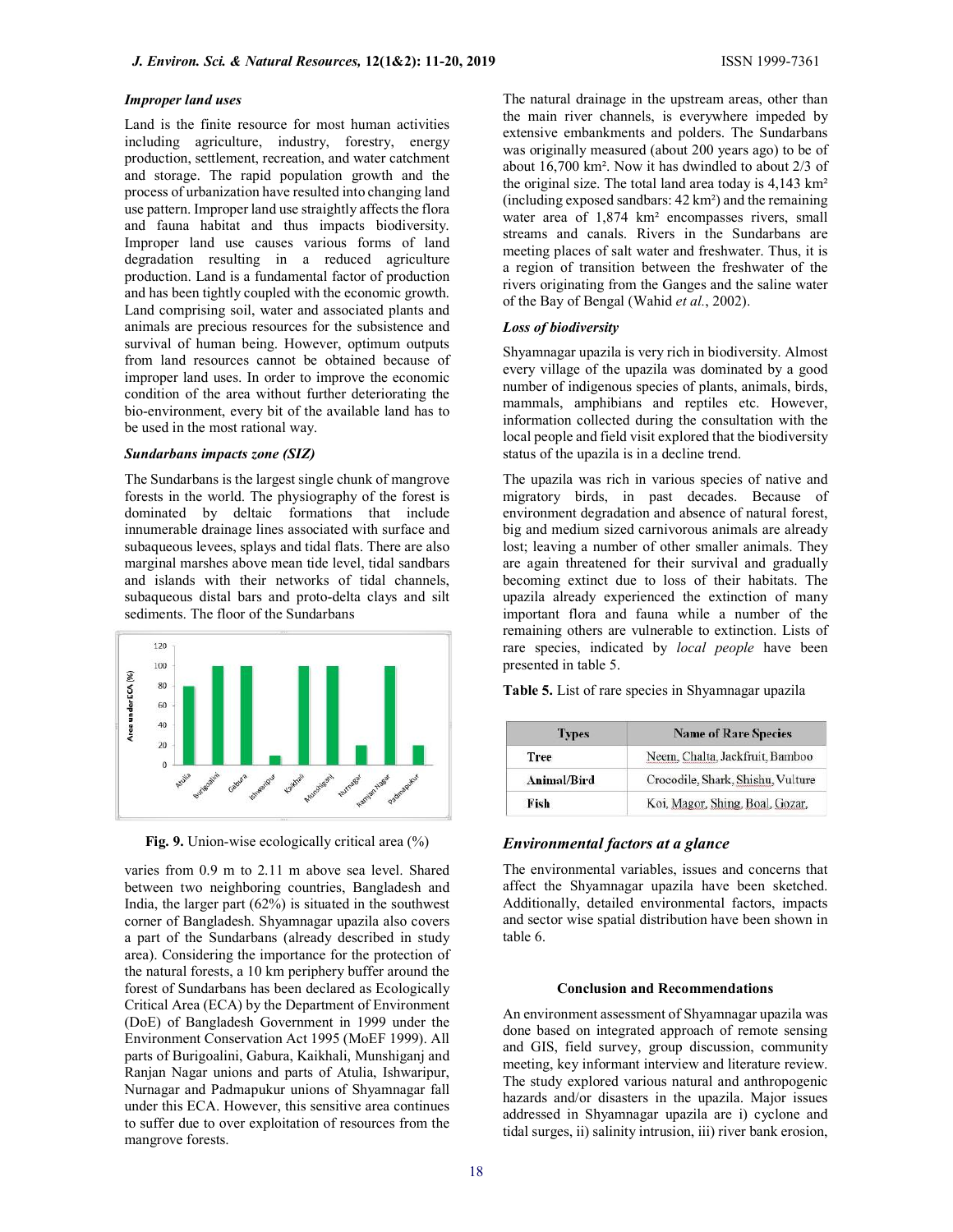### *Improper land uses*

Land is the finite resource for most human activities including agriculture, industry, forestry, energy production, settlement, recreation, and water catchment and storage. The rapid population growth and the process of urbanization have resulted into changing land use pattern. Improper land use straightly affects the flora and fauna habitat and thus impacts biodiversity. Improper land use causes various forms of land degradation resulting in a reduced agriculture production. Land is a fundamental factor of production and has been tightly coupled with the economic growth. Land comprising soil, water and associated plants and animals are precious resources for the subsistence and survival of human being. However, optimum outputs from land resources cannot be obtained because of improper land uses. In order to improve the economic condition of the area without further deteriorating the bio-environment, every bit of the available land has to be used in the most rational way.

### *Sundarbans impacts zone (SIZ)*

The Sundarbans is the largest single chunk of mangrove forests in the world. The physiography of the forest is dominated by deltaic formations that include innumerable drainage lines associated with surface and subaqueous levees, splays and tidal flats. There are also marginal marshes above mean tide level, tidal sandbars and islands with their networks of tidal channels, subaqueous distal bars and proto-delta clays and silt sediments. The floor of the Sundarbans varies from 0.9 m to 2.11 m above sea level. Shared between two neighboring countries, Bangladesh and India, the larger part (62%) is situated in the southwest corner of Bangladesh. Shyamnagar upazila also covers a part of the Sundarbans (already described in study area). Considering the importance for the protection of the natural forests, a 10 km periphery buffer around the forest of Sundarbans has been declared as Ecologically Critical Area (ECA) by the Department of Environment (DoE) of Bangladesh Government in 1999 under the Environment Conservation Act 1995 (MoEF 1999). All parts of Burigoalini, Gabura, Kaikhali, Munshiganj and Ranjan Nagar unions and parts of Atulia, Ishwaripur, Nurnagar and Padmapukur unions of Shyamnagar fall under this ECA. However, this sensitive area continues to suffer due to over exploitation of resources from the mangrove forests.

**Fig. 9.** Union-wise ecologically critical area (%)

The natural drainage in the upstream areas, other than the main river channels, is everywhere impeded by extensive embankments and polders. The Sundarbans was originally measured (about 200 years ago) to be of about 16,700 km². Now it has dwindled to about 2/3 of the original size. The total land area today is 4,143 km² (including exposed sandbars: 42 km²) and the remaining water area of 1,874 km² encompasses rivers, small streams and canals. Rivers in the Sundarbans are meeting places of salt water and freshwater. Thus, it is a region of transition between the freshwater of the rivers originating from the Ganges and the saline water of the Bay of Bengal (Wahid *et al.*, 2002).

### *Loss of biodiversity*

Shyamnagar upazila is very rich in biodiversity. Almost every village of the upazila was dominated by a good number of indigenous species of plants, animals, birds, mammals, amphibians and reptiles etc. However, information collected during the consultation with the local people and field visit explored that the biodiversity status of the upazila is in a decline trend.

The upazila was rich in various species of native and migratory birds, in past decades. Because of environment degradation and absence of natural forest, big and medium sized carnivorous animals are already lost; leaving a number of other smaller animals. They are again threatened for their survival and gradually becoming extinct due to loss of their habitats. The upazila already experienced the extinction of many important flora and fauna while a number of the remaining others are vulnerable to extinction. Lists of rare species, indicated by *local people* have been presented in table 5.

**Table 5.** List of rare species in Shyamnagar upazila

| Types | Name of Rare Species |
|---|---|
| Tree | Neem, Chalta, Jackfruit, Bamboo |
| Animal/Bird | Crocodile, Shark, Shishu, Vulture |
| Fish | Koi, Magor, Shing, Boal, Gozar, |

## *Environmental factors at a glance*

The environmental variables, issues and concerns that affect the Shyamnagar upazila have been sketched. Additionally, detailed environmental factors, impacts and sector wise spatial distribution have been shown in table 6.

## Conclusion and Recommendations

An environment assessment of Shyamnagar upazila was done based on integrated approach of remote sensing and GIS, field survey, group discussion, community meeting, key informant interview and literature review. The study explored various natural and anthropogenic hazards and/or disasters in the upazila. Major issues addressed in Shyamnagar upazila are i) cyclone and tidal surges, ii) salinity intrusion, iii) river bank erosion,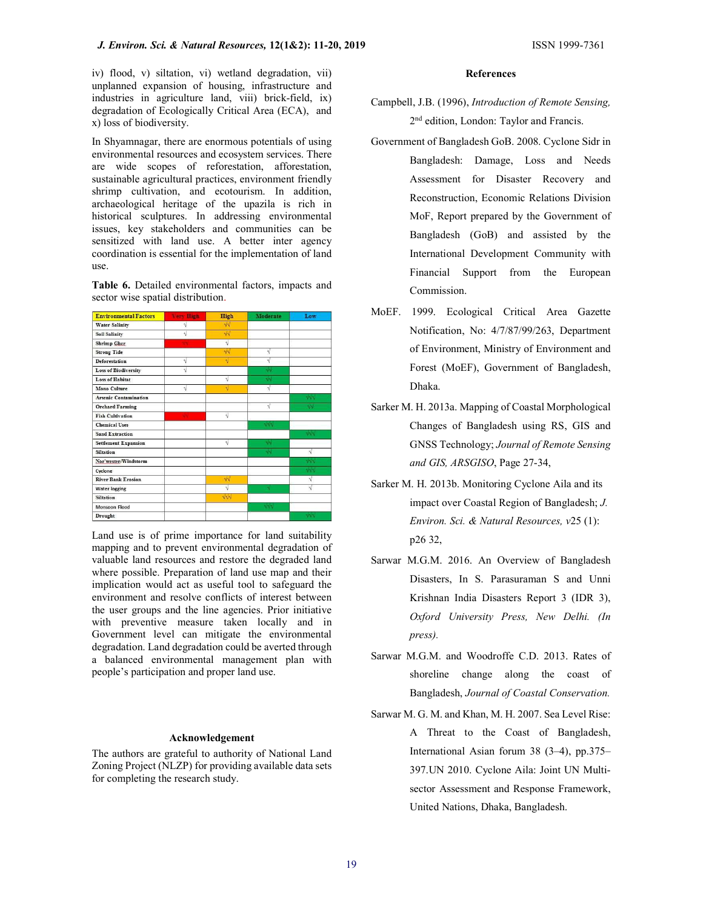iv) flood, v) siltation, vi) wetland degradation, vii) unplanned expansion of housing, infrastructure and industries in agriculture land, viii) brick-field, ix) degradation of Ecologically Critical Area (ECA), and x) loss of biodiversity.

In Shyamnagar, there are enormous potentials of using environmental resources and ecosystem services. There are wide scopes of reforestation, afforestation, sustainable agricultural practices, environment friendly shrimp cultivation, and ecotourism. In addition, archaeological heritage of the upazila is rich in historical sculptures. In addressing environmental issues, key stakeholders and communities can be sensitized with land use. A better inter agency coordination is essential for the implementation of land use.

**Table 6.** Detailed environmental factors, impacts and sector wise spatial distribution.

| Environmental Factors | Very High | High | Moderate | Low |
|---|---|---|---|---|
| Water Salinity | √ | √√ | | |
| Soil Salinity | √ | √√ | | |
| Shrimp Gher | √√ | √ | | |
| Strong Tide | | √√ | √ | |
| Deforestation | √ | √ | √ | |
| Loss of Biodiversity | √ | | √√ | |
| Loss of Habitat | | √ | √√ | |
| Mono Culture | √ | √ | √ | |
| Arsenic Contamination | | | | √√√ |
| Orchard Farming | | | √ | √√ |
| Fish Cultivation | √√ | √ | | |
| Chemical Uses | | | √√√ | |
| Sand Extraction | | | | √√√ |
| Settlement Expansion | | √ | √√ | |
| Siltation | | | √√ | √ |
| Nor'wester/Windstorm | | | | √√√ |
| Cyclone | | | | √√√ |
| River Bank Erosion | | √√ | | √ |
| Water logging | | √ | √ | √ |
| Siltation | | √√√ | | |
| Monsoon Flood | | | √√√ | |
| Drought | | | | √√√ |

Land use is of prime importance for land suitability mapping and to prevent environmental degradation of valuable land resources and restore the degraded land where possible. Preparation of land use map and their implication would act as useful tool to safeguard the environment and resolve conflicts of interest between the user groups and the line agencies. Prior initiative with preventive measure taken locally and in Government level can mitigate the environmental degradation. Land degradation could be averted through a balanced environmental management plan with people's participation and proper land use.

## Acknowledgement

The authors are grateful to authority of National Land Zoning Project (NLZP) for providing available data sets for completing the research study.

## References

Campbell, J.B. (1996), *Introduction of Remote Sensing,* 2nd edition, London: Taylor and Francis.

Government of Bangladesh GoB. 2008. Cyclone Sidr in Bangladesh: Damage, Loss and Needs Assessment for Disaster Recovery and Reconstruction, Economic Relations Division MoF, Report prepared by the Government of Bangladesh (GoB) and assisted by the International Development Community with Financial Support from the European Commission.

MoEF. 1999. Ecological Critical Area Gazette Notification, No: 4/7/87/99/263, Department of Environment, Ministry of Environment and Forest (MoEF), Government of Bangladesh, Dhaka.

Sarker M. H. 2013a. Mapping of Coastal Morphological Changes of Bangladesh using RS, GIS and GNSS Technology; *Journal of Remote Sensing and GIS, ARSGISO*, Page 27-34,

Sarker M. H. 2013b. Monitoring Cyclone Aila and its impact over Coastal Region of Bangladesh; *J. Environ. Sci. & Natural Resources, v*25 (1): p26 32,

Sarwar M.G.M. 2016. An Overview of Bangladesh Disasters, In S. Parasuraman S and Unni Krishnan India Disasters Report 3 (IDR 3), *Oxford University Press, New Delhi. (In press).*

Sarwar M.G.M. and Woodroffe C.D. 2013. Rates of shoreline change along the coast of Bangladesh, *Journal of Coastal Conservation.*

Sarwar M. G. M. and Khan, M. H. 2007. Sea Level Rise: A Threat to the Coast of Bangladesh, International Asian forum 38 (3–4), pp.375–397.UN 2010. Cyclone Aila: Joint UN Multi-sector Assessment and Response Framework, United Nations, Dhaka, Bangladesh.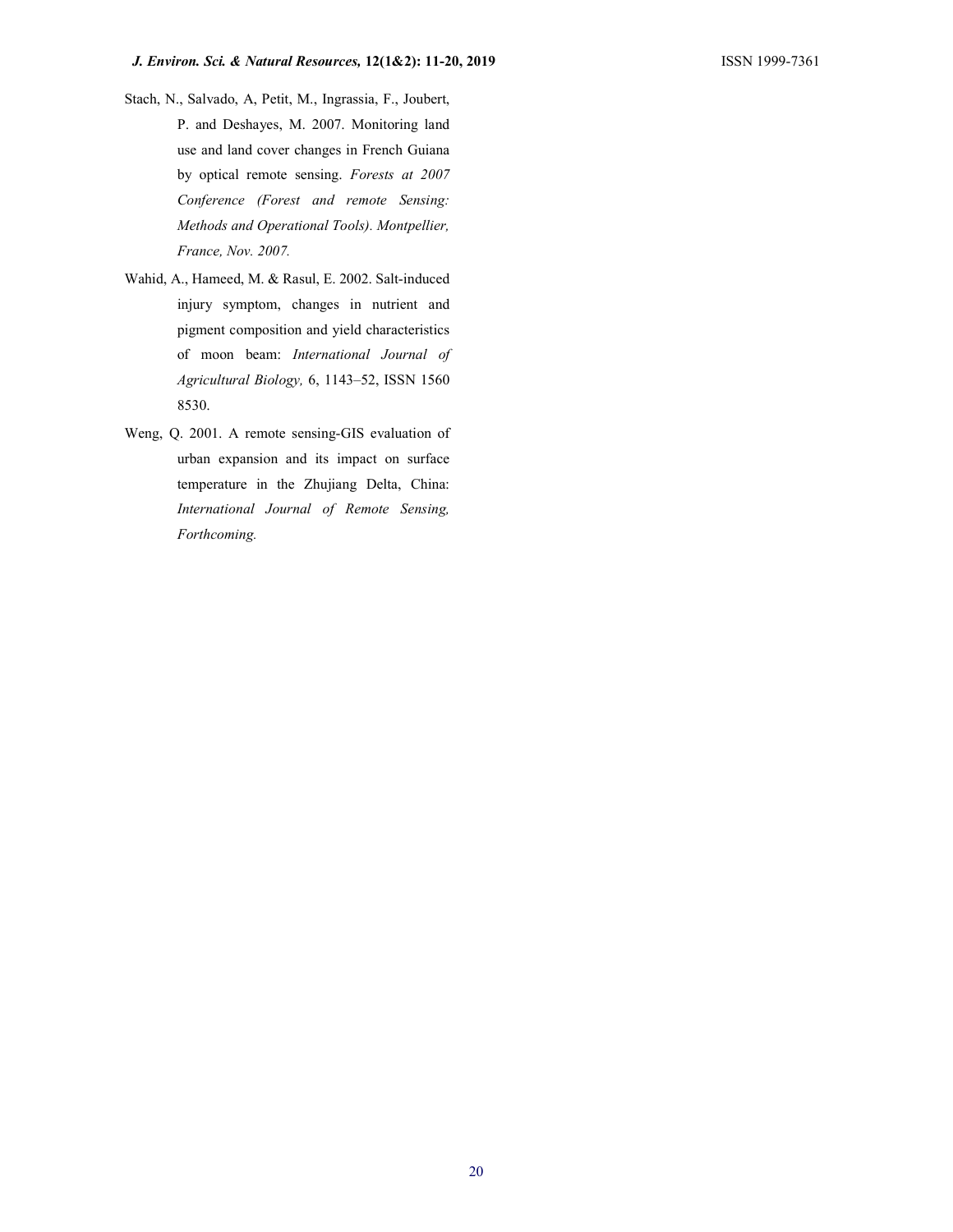Stach, N., Salvado, A, Petit, M., Ingrassia, F., Joubert, P. and Deshayes, M. 2007. Monitoring land use and land cover changes in French Guiana by optical remote sensing. *Forests at 2007 Conference (Forest and remote Sensing: Methods and Operational Tools). Montpellier, France, Nov. 2007.*

Wahid, A., Hameed, M. & Rasul, E. 2002. Salt-induced injury symptom, changes in nutrient and pigment composition and yield characteristics of moon beam: *International Journal of Agricultural Biology,* 6, 1143–52, ISSN 1560 8530.

Weng, Q. 2001. A remote sensing-GIS evaluation of urban expansion and its impact on surface temperature in the Zhujiang Delta, China: *International Journal of Remote Sensing, Forthcoming.*